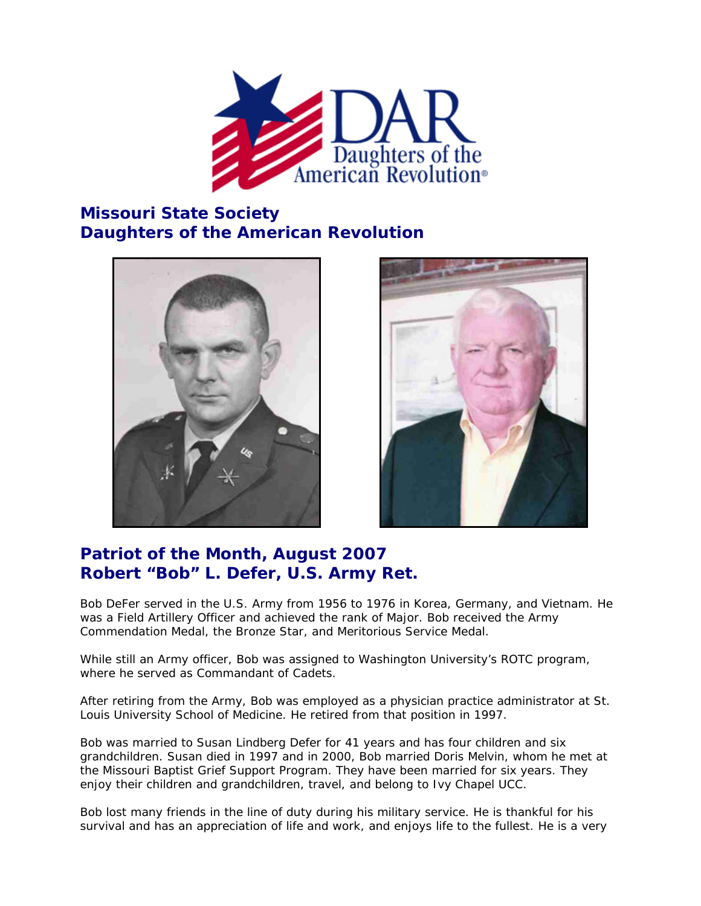# Missouri State Society
# Daughters of the American Revolution

## Patriot of the Month, August 2007
## Robert "Bob" L. Defer, U.S. Army Ret.

Bob DeFer served in the U.S. Army from 1956 to 1976 in Korea, Germany, and Vietnam. He was a Field Artillery Officer and achieved the rank of Major. Bob received the Army Commendation Medal, the Bronze Star, and Meritorious Service Medal.

While still an Army officer, Bob was assigned to Washington University's ROTC program, where he served as Commandant of Cadets.

After retiring from the Army, Bob was employed as a physician practice administrator at St. Louis University School of Medicine. He retired from that position in 1997.

Bob was married to Susan Lindberg Defer for 41 years and has four children and six grandchildren. Susan died in 1997 and in 2000, Bob married Doris Melvin, whom he met at the Missouri Baptist Grief Support Program. They have been married for six years. They enjoy their children and grandchildren, travel, and belong to Ivy Chapel UCC.

Bob lost many friends in the line of duty during his military service. He is thankful for his survival and has an appreciation of life and work, and enjoys life to the fullest. He is a very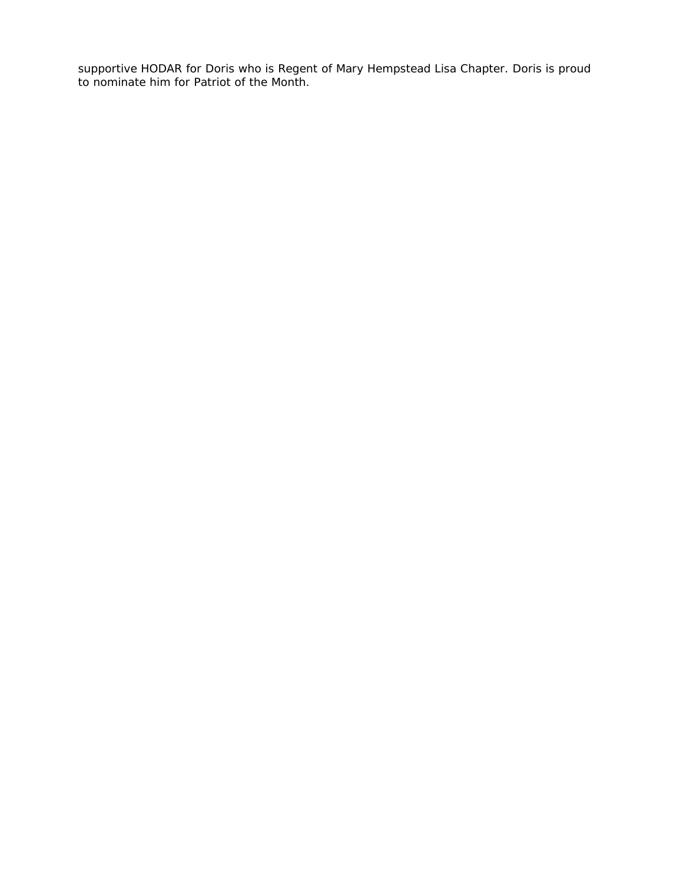supportive HODAR for Doris who is Regent of Mary Hempstead Lisa Chapter. Doris is proud to nominate him for Patriot of the Month.